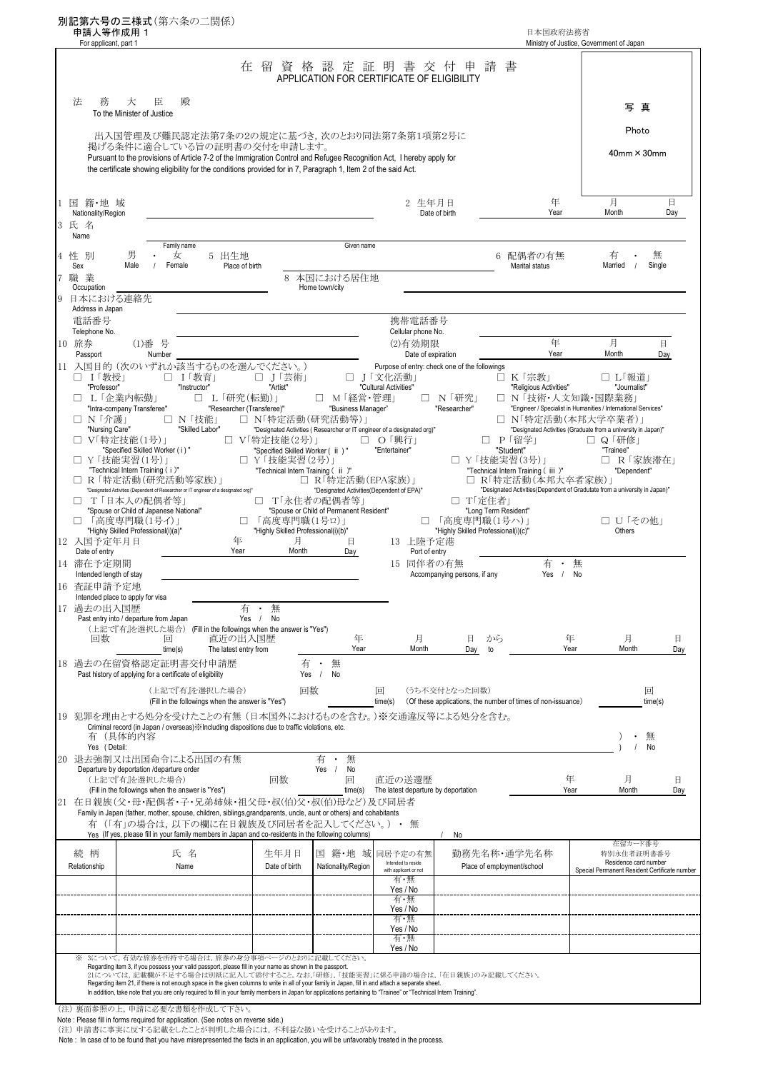別記第六号の三様式（第六条の二関係）
**申請人等作成用 1**
For applicant, part 1

日本国政府法務省
Ministry of Justice, Government of Japan

# 在留資格認定証明書交付申請書
## APPLICATION FOR CERTIFICATE OF ELIGIBILITY

法務大臣　殿
To the Minister of Justice

出入国管理及び難民認定法第7条の2の規定に基づき，次のとおり同法第7条第1項第2号に掲げる条件に適合している旨の証明書の交付を申請します。
Pursuant to the provisions of Article 7-2 of the Immigration Control and Refugee Recognition Act, I hereby apply for the certificate showing eligibility for the conditions provided for in 7, Paragraph 1, Item 2 of the said Act.

写真
Photo
40mm × 30mm

1 国籍・地域 Nationality/Region　　2 生年月日 Date of birth　年 Year　月 Month　日 Day

3 氏名 Name　Family name　Given name

4 性別 Sex　男 Male ・ 女 Female　5 出生地 Place of birth　6 配偶者の有無 Marital status　有 Married ・ 無 Single

7 職業 Occupation　8 本国における居住地 Home town/city

9 日本における連絡先 Address in Japan

電話番号 Telephone No.　携帯電話番号 Cellular phone No.

10 旅券 Passport　(1)番号 Number　(2)有効期限 Date of expiration　年 Year　月 Month　日 Day

11 入国目的（次のいずれか該当するものを選んでください。） Purpose of entry: check one of the followings

- □ I「教授」 "Professor"
- □ I「教育」 "Instructor"
- □ J「芸術」 "Artist"
- □ J「文化活動」 "Cultural Activities"
- □ K「宗教」 "Religious Activities"
- □ L「報道」 "Journalist"
- □ L「企業内転勤」 "Intra-company Transferee"
- □ L「研究(転勤)」 "Researcher (Transferee)"
- □ M「経営・管理」 "Business Manager"
- □ N「研究」 "Researcher"
- □ N「技術・人文知識・国際業務」 "Engineer / Specialist in Humanities / International Services"
- □ N「介護」 "Nursing Care"
- □ N「技能」 "Skilled Labor"
- □ N「特定活動(研究活動等)」 "Designated Activities ( Researcher or IT engineer of a designated org)"
- □ N「特定活動(本邦大学卒業者)」 "Designated Activities (Graduate from a university in Japan)"
- □ V「特定技能(1号)」 "Specified Skilled Worker (ｉ)"
- □ V「特定技能(2号)」 "Specified Skilled Worker ( ii )"
- □ O「興行」 "Entertainer"
- □ P「留学」 "Student"
- □ Q「研修」 "Trainee"
- □ Y「技能実習(1号)」 "Technical Intern Training ( i )"
- □ Y「技能実習(2号)」 "Technical Intern Training ( ii )"
- □ Y「技能実習(3号)」 "Technical Intern Training ( iii )"
- □ R「家族滞在」 "Dependent"
- □ R「特定活動(研究活動等家族)」 "Designated Activities (Dependent of Researcher or IT engineer of a designated org)"
- □ R「特定活動(EPA家族)」 "Designated Activities(Dependent of EPA)"
- □ R「特定活動(本邦大卒者家族)」 "Designated Activities(Dependent of Gradutate from a university in Japan)"
- □ T「日本人の配偶者等」 "Spouse or Child of Japanese National"
- □ T「永住者の配偶者等」 "Spouse or Child of Permanent Resident"
- □ T「定住者」 "Long Term Resident"
- □ 「高度専門職(1号イ)」 "Highly Skilled Professional(i)(a)"
- □ 「高度専門職(1号ロ)」 "Highly Skilled Professional(i)(b)"
- □ 「高度専門職(1号ハ)」 "Highly Skilled Professional(i)(c)"
- □ U「その他」 Others

12 入国予定年月日 Date of entry　年 Year　月 Month　日 Day　13 上陸予定港 Port of entry

14 滞在予定期間 Intended length of stay　15 同伴者の有無 Accompanying persons, if any　有 Yes ・ 無 No

16 査証申請予定地 Intended place to apply for visa

17 過去の出入国歴 Past entry into / departure from Japan　有 Yes ・ 無 No
（上記で『有』を選択した場合） (Fill in the followings when the answer is "Yes")
回数 ＿＿回 time(s)　直近の出入国歴 The latest entry from　年 Year　月 Month　日 Day　から to　年 Year　月 Month　日 Day

18 過去の在留資格認定証明書交付申請歴 Past history of applying for a certificate of eligibility　有 Yes ・ 無 No
（上記で『有』を選択した場合） (Fill in the followings when the answer is "Yes")　回数 ＿＿回 time(s)　（うち不交付となった回数） (Of these applications, the number of times of non-issuance) ＿＿回 time(s)

19 犯罪を理由とする処分を受けたことの有無（日本国外におけるものを含む。）※交通違反等による処分を含む。
Criminal record (in Japan / overseas)※Including dispositions due to traffic violations, etc.
有（具体的内容 Yes ( Detail:　　　　　　　　　） ・ 無 / No

20 退去強制又は出国命令による出国の有無 Departure by deportation /departure order　有 Yes ・ 無 No
（上記で『有』を選択した場合） (Fill in the followings when the answer is "Yes")　回数 ＿＿回 time(s)　直近の送還歴 The latest departure by deportation　年 Year　月 Month　日 Day

21 在日親族（父・母・配偶者・子・兄弟姉妹・祖父母・叔(伯)父・叔(伯)母など）及び同居者
Family in Japan (father, mother, spouse, children, siblings,grandparents, uncle, aunt or others) and cohabitants
有（「有」の場合は，以下の欄に在日親族及び同居者を記入してください。） ・ 無
Yes (If yes, please fill in your family members in Japan and co-residents in the following columns) / No

| 続柄 Relationship | 氏名 Name | 生年月日 Date of birth | 国籍・地域 Nationality/Region | 同居予定の有無 Intended to reside with applicant or not | 勤務先名称・通学先名称 Place of employment/school | 在留カード番号 特別永住者証明書番号 Residence card number Special Permanent Resident Certificate number |
|---|---|---|---|---|---|---|
| | | | | 有・無 Yes / No | | |
| | | | | 有・無 Yes / No | | |
| | | | | 有・無 Yes / No | | |
| | | | | 有・無 Yes / No | | |

※ 3について，有効な旅券を所持する場合は，旅券の身分事項ページのとおりに記載してください。
Regarding item 3, if you possess your valid passport, please fill in your name as shown in the passport.
21については，記載欄が不足する場合は別紙に記入して添付すること。なお，「研修」，「技能実習」に係る申請の場合は，「在日親族」のみ記載してください。
Regarding item 21, if there is not enough space in the given columns to write in all of your family in Japan, fill in and attach a separate sheet.
In addition, take note that you are only required to fill in your family members in Japan for applications pertaining to "Trainee" or "Technical Intern Training".

（注）裏面参照の上，申請に必要な書類を作成して下さい。
Note : Please fill in forms required for application. (See notes on reverse side.)
（注）申請書に事実に反する記載をしたことが判明した場合には，不利益な扱いを受けることがあります。
Note : In case of to be found that you have misrepresented the facts in an application, you will be unfavorably treated in the process.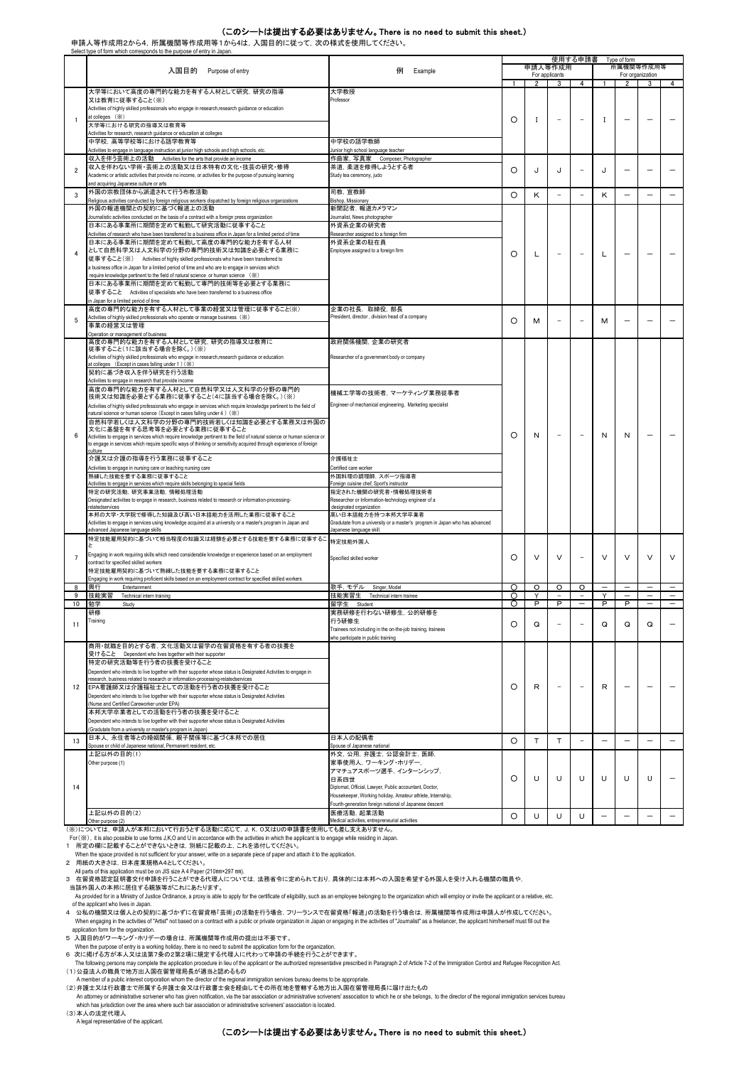# （このシートは提出する必要はありません。There is no need to submit this sheet.）

申請人等作成用2から4，所属機関等作成用1から4は，入国目的に従って，次の様式を使用してください。
Select type of form which corresponds to the purpose of entry in Japan.

| | 入国目的　Purpose of entry | 例　Example | 使用する申請書　Type of form 申請人等作成用 For applicants 1 | 2 | 3 | 4 | 所属機関等作成用 For organization 1 | 2 | 3 | 4 |
|---|---|---|---|---|---|---|---|---|---|---|
| 1 | 大学等において高度の専門的な能力を有する人材として研究，研究の指導又は教育に従事すること(※) Activities of highly skilled professionals who engage in research,research guidance or education at colleges (※)<br>大学等における研究の指導又は教育等 Activities for research, research guidance or education at colleges<br>中学校，高等学校等における語学教育等 Activities to engage in language instruction at junior high schools and high schools, etc. | 大学教授 Professor<br>中学校の語学教師 Junior high school language teacher | ○ | I | － | － | I | － | － | － |
| 2 | 収入を伴う芸術上の活動　Activities for the arts that provide an income<br>収入を伴わない学術・芸術上の活動又は日本特有の文化・技芸の研究・修得 Academic or artistic activities that provide no income, or activities for the purpose of pursuing learning and acquiring Japanese culture or arts | 作曲家，写真家　Composer, Photographer<br>茶道，柔道を修得しようとする者 Study tea ceremony, judo | ○ | J | J | － | J | － | － | － |
| 3 | 外国の宗教団体から派遣されて行う布教活動 Religious activities conducted by foreign religious workers dispatched by foreign religious organizations | 司教，宣教師 Bishop, Missionary | ○ | K | － | － | K | － | － | － |
| 4 | 外国の報道機関との契約に基づく報道上の活動 Journalistic activities conducted on the basis of a contract with a foreign press organization<br>日本にある事業所に期間を定めて転勤して研究活動に従事すること Activities of research who have been transferred to a business office in Japan for a limited period of time<br>日本にある事業所に期間を定めて転勤して高度の専門的な能力を有する人材として自然科学又は人文科学の分野の専門的技術又は知識を必要とする業務に従事すること(※)　Activities of highly skilled professionals who have been transferred to a business office in Japan for a limited period of time and who are to engage in services which require knowledge pertinent to the field of natural science or human science (※)<br>日本にある事業所に期間を定めて転勤して専門的技術等を必要とする業務に従事すること　Activities of specialists who have been transferred to a business office in Japan for a limited period of time | 新聞記者，報道カメラマン Journalist, News photographer<br>外資系企業の研究者 Researcher assigned to a foreign firm<br>外資系企業の駐在員 Employee assigned to a foreign firm | ○ | L | － | － | L | － | － | － |
| 5 | 高度の専門的な能力を有する人材として事業の経営又は管理に従事すること(※) Activities of highly skilled professionals who operate or manage business (※)<br>事業の経営又は管理 Operation or management of business | 企業の社長，取締役，部長 President, director , division head of a company | ○ | M | － | － | M | － | － | － |
| 6 | 高度の専門的な能力を有する人材として研究，研究の指導又は教育に従事すること(1に該当する場合を除く。)(※) Activities of highly skilled professionals who engage in research,research guidance or education at colleges (Except in cases falling under 1 )(※)<br>契約に基づき収入を伴う研究を行う活動 Activities to engage in research that provide income<br>高度の専門的な能力を有する人材として自然科学又は人文科学の分野の専門的技術又は知識を必要とする業務に従事すること(4に該当する場合を除く。)(※) Activities of highly skilled professionals who engage in services which require knowledge pertinent to the field of natural science or human science (Except in cases falling under 4 ) (※)<br>自然科学若しくは人文科学の分野の専門的技術若しくは知識を必要とする業務又は外国の文化に基盤を有する思考等を必要とする業務に従事すること Activities to engage in services which require knowledge pertinent to the field of natural science or human science or to engage in services which require specific ways of thinking or sensitivity acquired through experience of foreign culture<br>介護又は介護の指導を行う業務に従事すること Activities to engage in nursing care or teaching nursing care<br>熟練した技能を要する業務に従事すること Activities to engage in services which require skills belonging to special fields<br>特定の研究活動，研究事業活動，情報処理活動 Designated activities to engage in research, business related to research or information-processing-relatedservices<br>本邦の大学・大学院で修得した知識及び高い日本語能力を活用した業務に従事すること Activities to engage in services using knowledge acquired at a university or a master's program in Japan and advanced Japanese language skills | 政府関係機関，企業の研究者 Researcher of a government body or company<br>機械工学等の技術者，マーケティング業務従事者 Engineer of mechanical engineering, Marketing specialist<br>介護福祉士 Certified care worker<br>外国料理の調理師，スポーツ指導者 Foreign cuisine chef, Sport's instructor<br>指定された機関の研究者・情報処理技術者 Researcher or Information-technology engineer of a designated organization<br>高い日本語能力を持つ本邦大学卒業者 Gradutate from a university or a master's program in Japan who has advanced Japanese language skill. | ○ | N | － | － | N | N | － | － |
| 7 | 特定技能雇用契約に基づいて相当程度の知識又は経験を要する技能を要する業務に従事すること Engaging in work requiring skills which need considerable knowledge or experience based on an employment contract for specified skilled workers<br>特定技能雇用契約に基づいて熟練した技能を要する業務に従事すること Engaging in work requiring proficient skills based on an employment contract for specified skilled workers | 特定技能外国人 Specified skilled worker | ○ | V | V | － | V | V | V | V |
| 8 | 興行　Entertainment | 歌手，モデル　Singer, Model | ○ | ○ | ○ | ○ | － | － | － | － |
| 9 | 技能実習　Technical intern training | 技能実習生　Technical intern trainee | ○ | Y | － | － | Y | － | － | － |
| 10 | 勉学　Study | 留学生　Student | ○ | P | P | － | P | P | － | － |
| 11 | 研修 Training | 実務研修を行わない研修生，公的研修を行う研修生 Trainees not including in the on-the-job training, trainees who participate in public training | ○ | Q | － | － | Q | Q | Q | － |
| 12 | 商用・就職を目的とする者，文化活動又は留学の在留資格を有する者の扶養を受けること　Dependent who lives together with their supporter<br>特定の研究活動等を行う者の扶養を受けること Dependent who intends to live together with their supporter whose status is Designated Activities to engage in research, business related to research or information-processing-relatedservices<br>EPA看護師又は介護福祉士としての活動を行う者の扶養を受けること Dependent who intends to live together with their supporter whose status is Designated Activities (Nurse and Certified Careworker under EPA)<br>本邦大学卒業者としての活動を行う者の扶養を受けること Dependent who intends to live together with their supporter whose status is Designated Activities (Graduate from a university or master's program in Japan) | | ○ | R | － | － | R | － | － | － |
| 13 | 日本人，永住者等との婚姻関係，親子関係等に基づく本邦での居住 Spouse or child of Japanese national, Permanent resident, etc. | 日本人の配偶者 Spouse of Japanese national | ○ | T | T | － | － | － | － | － |
| 14 | 上記以外の目的(1) Other purpose (1) | 外交，公用，弁護士，公認会計士，医師，家事使用人，ワーキング・ホリデー，アマチュアスポーツ選手，インターンシップ，日系四世 Diplomat, Official, Lawyer, Public accountant, Doctor, Housekeeper, Working holiday, Amateur athlete, Internship, Fourth-generation foreign national of Japanese descent | ○ | U | U | U | U | U | U | － |
| | 上記以外の目的(2) Other purpose (2) | 医療活動，起業活動 Medical activities, entrepreneurial activities | ○ | U | U | U | － | － | － | － |

(※)については，申請人が本邦において行おうとする活動に応じて，J，K，O又はUの申請書を使用しても差し支えありません。
For(※)，it is also possible to use forms J,K,O and U in accordance with the activities in which the applicant is to engage while residing in Japan.

1　所定の欄に記載することができないときは，別紙に記載の上，これを添付してください。
When the space provided is not sufficient for your answer, write on a separate piece of paper and attach it to the application.

2　用紙の大きさは，日本産業規格A4としてください。
All parts of this application must be on JIS size A 4 Paper (210mm×297 mm).

3　在留資格認定証明書交付申請を行うことができる代理人については，法務省令に定められており，具体的には本邦への入国を希望する外国人を受け入れる機関の職員や，当該外国人の本邦に居住する親族等がこれにあたります。
As provided for in a Ministry of Justice Ordinance, a proxy is able to apply for the certificate of eligibility, such as an employee belonging to the organization which will employ or invite the applicant or a relative, etc. of the applicant who lives in Japan.

4　公私の機関又は個人との契約に基づかずに在留資格「芸術」の活動を行う場合，フリーランスで在留資格「報道」の活動を行う場合は，所属機関等作成用は申請人が作成してください。
When engaging in the activities of "Artist" not based on a contract with a public or private organization in Japan or engaging in the activities of "Journalist" as a freelancer, the applicant him/herself must fill out the application form for the organization.

5　入国目的がワーキング・ホリデーの場合は，所属機関等作成用の提出は不要です。
When the purpose of entry is a working holiday, there is no need to submit the application form for the organization.

6　次に掲げる方が本人又は法第7条の2第2項に規定する代理人に代わって申請の手続を行うことができます。
The following persons may complete the application procedure in lieu of the applicant or the authorized representative prescribed in Paragraph 2 of Article 7-2 of the Immigration Control and Refugee Recognition Act.

(1) 公益法人の職員で地方出入国在留管理局長が適当と認めるもの
A member of a public interest corporation whom the director of the regional immigration services bureau deems to be appropriate.

(2) 弁護士又は行政書士で所属する弁護士会又は行政書士会を経由してその所在地を管轄する地方出入国在留管理局長に届け出たもの
An attorney or administrative scrivener who has given notification, via the bar association or administrative scriveners' association to which he or she belongs, to the director of the regional immigration services bureau which has jurisdiction over the area where such bar association or administrative scriveners' association is located.

(3) 本人の法定代理人
A legal representative of the applicant.

# （このシートは提出する必要はありません。There is no need to submit this sheet.）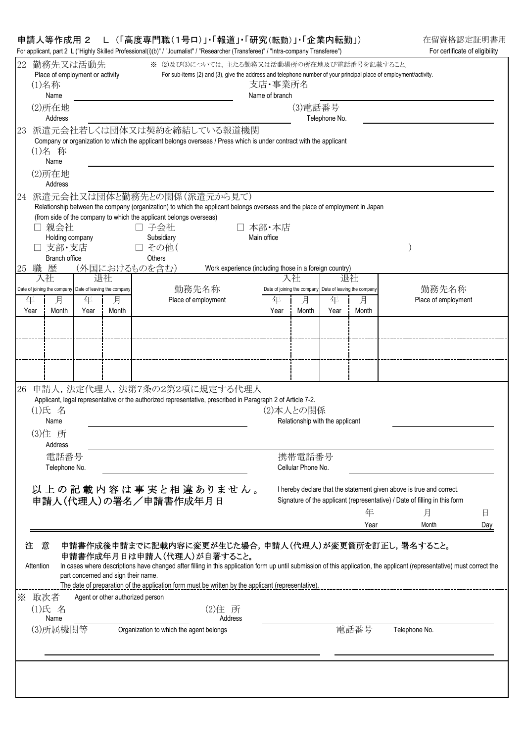# 申請人等作成用２　Ｌ（「高度専門職（1号ロ）」・「報道」・「研究（転勤）」・「企業内転勤」）

在留資格認定証明書用

For applicant, part 2 L ("Highly Skilled Professional(i)(b)" / "Journalist" / "Researcher (Transferee)" / "Intra-company Transferee")

For certificate of eligibility

22 勤務先又は活動先 Place of employment or activity

※ (2)及び(3)については，主たる勤務又は活動場所の所在地及び電話番号を記載すること。
For sub-items (2) and (3), give the address and telephone number of your principal place of employment/activity.

(1)名称 Name ＿＿＿＿＿＿＿＿　支店・事業所名 Name of branch ＿＿＿＿＿＿＿＿

(2)所在地 Address ＿＿＿＿＿＿＿＿　(3)電話番号 Telephone No. ＿＿＿＿＿＿＿＿

23 派遣元会社若しくは団体又は契約を締結している報道機関
Company or organization to which the applicant belongs overseas / Press which is under contract with the applicant

(1)名 称 Name ＿＿＿＿＿＿＿＿

(2)所在地 Address ＿＿＿＿＿＿＿＿

24 派遣元会社又は団体と勤務先との関係（派遣元から見て）
Relationship between the company (organization) to which the applicant belongs overseas and the place of employment in Japan
(from side of the company to which the applicant belongs overseas)

□ 親会社 Holding company　□ 子会社 Subsidiary　□ 本部・本店 Main office
□ 支部・支店 Branch office　□ その他（　　　　　　　　） Others

25 職 歴（外国におけるものを含む） Work experience (including those in a foreign country)

| 入社 Date of joining the company | | 退社 Date of leaving the company | | 勤務先名称 Place of employment | 入社 Date of joining the company | | 退社 Date of leaving the company | | 勤務先名称 Place of employment |
|---|---|---|---|---|---|---|---|---|---|
| 年 Year | 月 Month | 年 Year | 月 Month | | 年 Year | 月 Month | 年 Year | 月 Month | |
| | | | | | | | | | |
| | | | | | | | | | |
| | | | | | | | | | |

26 申請人，法定代理人，法第7条の2第2項に規定する代理人
Applicant, legal representative or the authorized representative, prescribed in Paragraph 2 of Article 7-2.

(1)氏 名 Name ＿＿＿＿＿＿＿＿　(2)本人との関係 Relationship with the applicant ＿＿＿＿＿＿＿＿

(3)住 所 Address ＿＿＿＿＿＿＿＿

電話番号 Telephone No. ＿＿＿＿＿＿＿＿　携帯電話番号 Cellular Phone No. ＿＿＿＿＿＿＿＿

**以上の記載内容は事実と相違ありません。**
**申請人(代理人)の署名／申請書作成年月日**

I hereby declare that the statement given above is true and correct.
Signature of the applicant (representative) / Date of filling in this form

年 Year　月 Month　日 Day

注 意　申請書作成後申請までに記載内容に変更が生じた場合，申請人(代理人)が変更箇所を訂正し，署名すること。
申請書作成年月日は申請人(代理人)が自署すること。

Attention　In cases where descriptions have changed after filling in this application form up until submission of this application, the applicant (representative) must correct the part concerned and sign their name.
The date of preparation of the application form must be written by the applicant (representative).

※ 取次者 Agent or other authorized person

(1)氏 名 Name ＿＿＿＿＿＿＿＿　(2)住 所 Address ＿＿＿＿＿＿＿＿

(3)所属機関等 Organization to which the agent belongs ＿＿＿＿＿＿＿＿　電話番号 Telephone No. ＿＿＿＿＿＿＿＿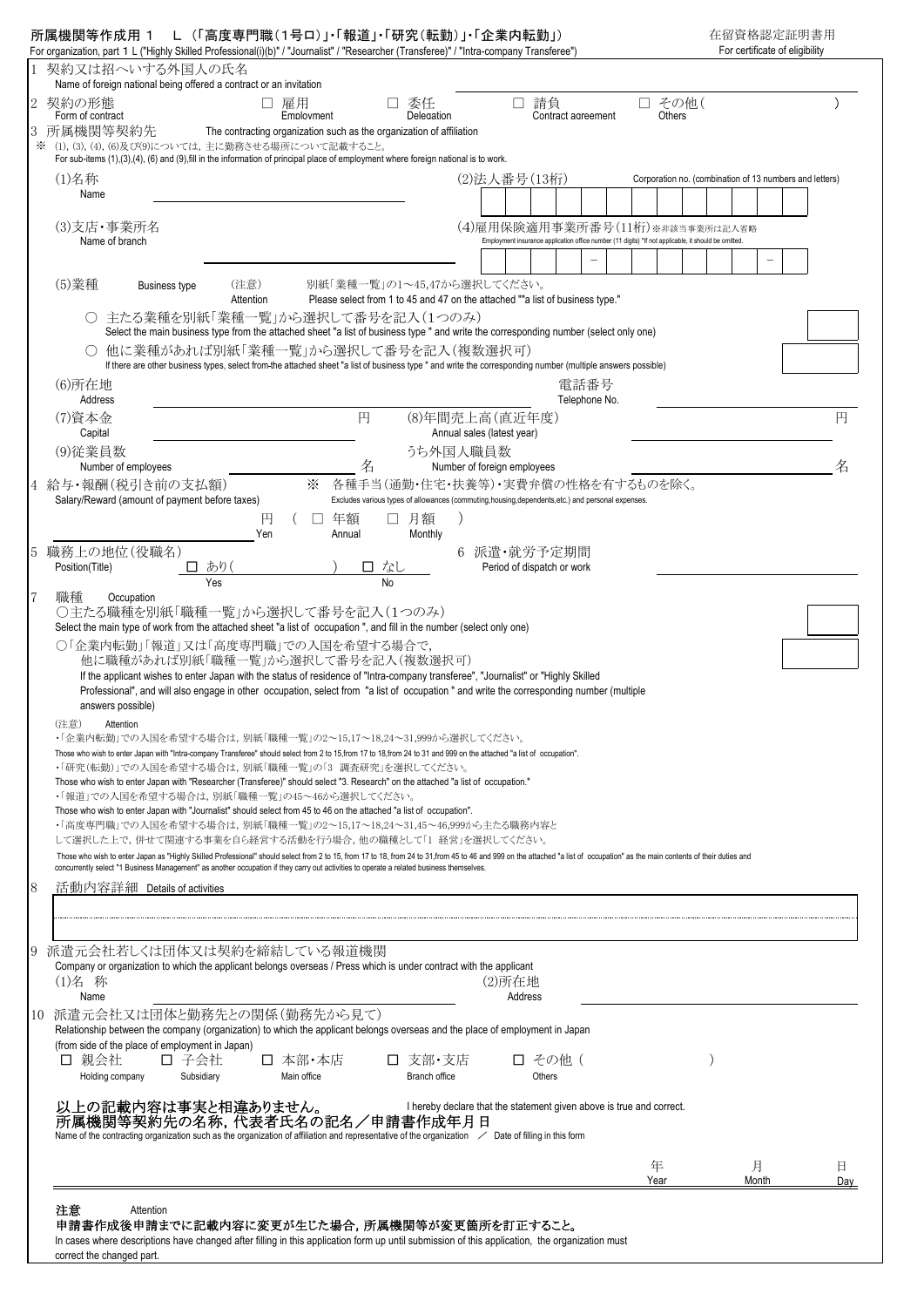所属機関等作成用 1　Ｌ（「高度専門職（1号ロ）」・「報道」・「研究（転勤）」・「企業内転勤」）

For organization, part 1 L ("Highly Skilled Professional(i)(b)" / "Journalist" / "Researcher (Transferee)" / "Intra-company Transferee")

在留資格認定証明書用
For certificate of eligibility

1　契約又は招へいする外国人の氏名
Name of foreign national being offered a contract or an invitation

2　契約の形態　□ 雇用 Employment　□ 委任 Delegation　□ 請負 Contract agreement　□ その他（　　　）Others
Form of contract

3　所属機関等契約先　The contracting organization such as the organization of affiliation

※ (1), (3), (4), (6)及び(9)については，主に勤務させる場所について記載すること。
For sub-items (1),(3),(4), (6) and (9),fill in the information of principal place of employment where foreign national is to work.

(1)名称
Name

(2)法人番号（13桁）
Corporation no. (combination of 13 numbers and letters)

(3)支店・事業所名
Name of branch

(4)雇用保険適用事業所番号（11桁）※非該当事業所は記入省略
Employment insurance application office number (11 digits) *If not applicable, it should be omitted.

|  |  |  |  | － |  |  |  |  |  |  | － |  |
|---|---|---|---|---|---|---|---|---|---|---|---|---|

(5)業種　Business type　（注意）Attention　別紙「業種一覧」の1～45,47から選択してください。
Please select from 1 to 45 and 47 on the attached ""a list of business type."

○ 主たる業種を別紙「業種一覧」から選択して番号を記入（1つのみ）
Select the main business type from the attached sheet "a list of business type " and write the corresponding number (select only one)

○ 他に業種があれば別紙「業種一覧」から選択して番号を記入（複数選択可）
If there are other business types, select from the attached sheet "a list of business type " and write the corresponding number (multiple answers possible)

(6)所在地
Address

電話番号
Telephone No.

(7)資本金　　　　円
Capital

(8)年間売上高（直近年度）　　　　円
Annual sales (latest year)

(9)従業員数　　　　名
Number of employees

うち外国人職員数　　　　名
Number of foreign employees

4　給与・報酬（税引き前の支払額）　※　各種手当（通勤・住宅・扶養等）・実費弁償の性格を有するものを除く。
Salary/Reward (amount of payment before taxes)　Excludes various types of allowances (commuting,housing,dependents,etc.) and personal expenses.

円 Yen（ □ 年額 Annual　□ 月額 Monthly ）

5　職務上の地位（役職名）　□ あり（　　　）Yes　□ なし No
Position(Title)

6　派遣・就労予定期間
Period of dispatch or work

7　職種　Occupation

○主たる職種を別紙「職種一覧」から選択して番号を記入（1つのみ）
Select the main type of work from the attached sheet "a list of occupation ", and fill in the number (select only one)

○「企業内転勤」「報道」又は「高度専門職」での入国を希望する場合で，
他に職種があれば別紙「職種一覧」から選択して番号を記入（複数選択可）
If the applicant wishes to enter Japan with the status of residence of "Intra-company transferee", "Journalist" or "Highly Skilled Professional", and will also engage in other occupation, select from "a list of occupation " and write the corresponding number (multiple answers possible)

（注意）　Attention

・「企業内転勤」での入国を希望する場合は，別紙「職種一覧」の2～15,17～18,24～31,999から選択してください。
Those who wish to enter Japan with "Intra-company Transferee" should select from 2 to 15,from 17 to 18,from 24 to 31 and 999 on the attached "a list of occupation".

・「研究（転勤）」での入国を希望する場合は，別紙「職種一覧」の「3　調査研究」を選択してください。
Those who wish to enter Japan with "Researcher (Transferee)" should select "3. Research" on the attached "a list of occupation."

・「報道」での入国を希望する場合は，別紙「職種一覧」の45～46から選択してください。
Those who wish to enter Japan with "Journalist" should select from 45 to 46 on the attached "a list of occupation".

・「高度専門職」での入国を希望する場合は，別紙「職種一覧」の2～15,17～18,24～31,45～46,999から主たる職務内容として選択した上で，併せて関連する事業を自ら経営する活動を行う場合，他の職種として「1 経営」を選択してください。
Those who wish to enter Japan as "Highly Skilled Professional" should select from 2 to 15,from 17 to 18, from 24 to 31,from 45 to 46 and 999 on the attached "a list of occupation" as the main contents of their duties and concurrently select "1 Business Management" as another occupation if they carry out activities to operate a related business themselves.

8　活動内容詳細　Details of activities

9　派遣元会社若しくは団体又は契約を締結している報道機関
Company or organization to which the applicant belongs overseas / Press which is under contract with the applicant

(1)名　称
Name

(2)所在地
Address

10　派遣元会社又は団体と勤務先との関係（勤務先から見て）
Relationship between the company (organization) to which the applicant belongs overseas and the place of employment in Japan
(from side of the place of employment in Japan)

□ 親会社 Holding company　□ 子会社 Subsidiary　□ 本部・本店 Main office　□ 支部・支店 Branch office　□ その他（　　　）Others

**以上の記載内容は事実と相違ありません。** I hereby declare that the statement given above is true and correct.
**所属機関等契約先の名称，代表者氏名の記名／申請書作成年月日**
Name of the contracting organization such as the organization of affiliation and representative of the organization　／　Date of filling in this form

年 Year　　月 Month　　日 Day

**注意**　Attention
**申請書作成後申請までに記載内容に変更が生じた場合，所属機関等が変更箇所を訂正すること。**
In cases where descriptions have changed after filling in this application form up until submission of this application, the organization must correct the changed part.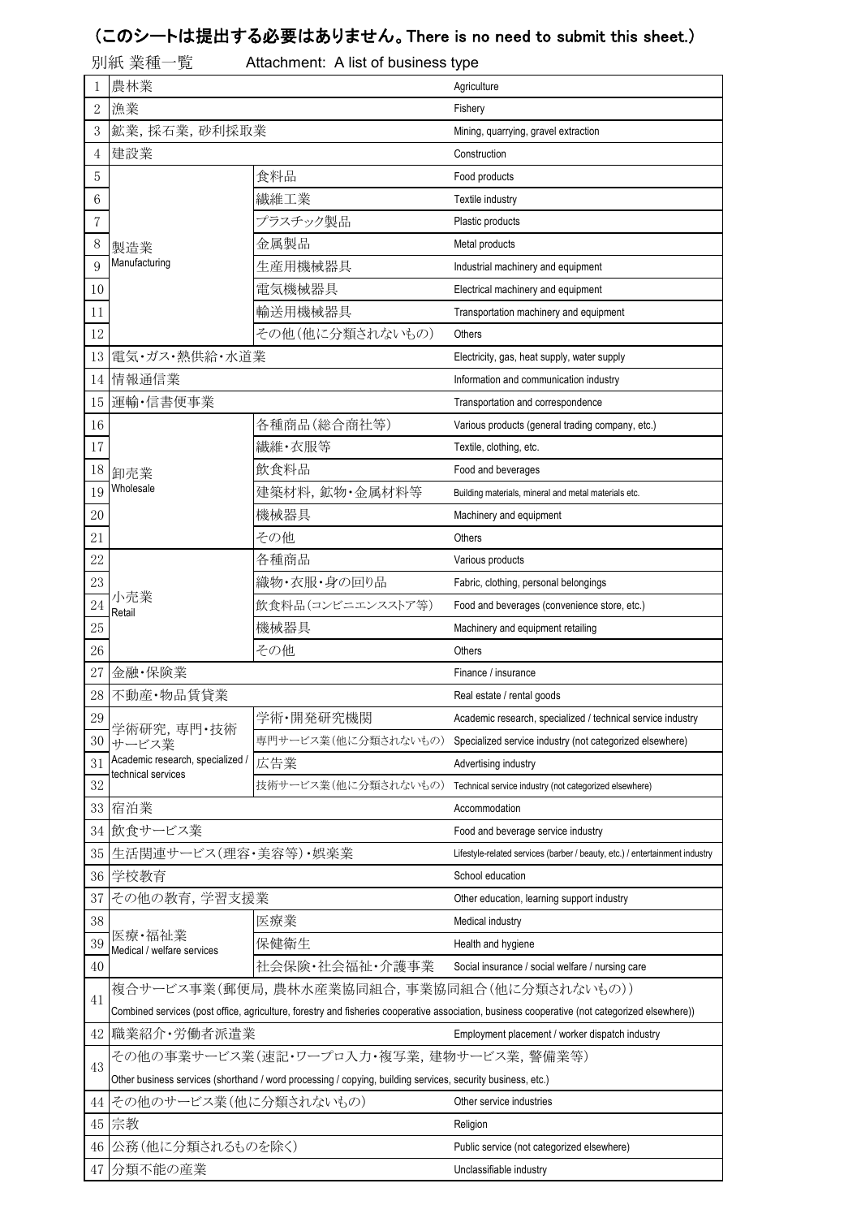# （このシートは提出する必要はありません。There is no need to submit this sheet.）

別紙 業種一覧　　Attachment: A list of business type

| No. | 業種 | 細分類 | Business type |
|---|---|---|---|
| 1 | 農林業 | | Agriculture |
| 2 | 漁業 | | Fishery |
| 3 | 鉱業, 採石業, 砂利採取業 | | Mining, quarrying, gravel extraction |
| 4 | 建設業 | | Construction |
| 5 | 製造業 Manufacturing | 食料品 | Food products |
| 6 | | 繊維工業 | Textile industry |
| 7 | | プラスチック製品 | Plastic products |
| 8 | | 金属製品 | Metal products |
| 9 | | 生産用機械器具 | Industrial machinery and equipment |
| 10 | | 電気機械器具 | Electrical machinery and equipment |
| 11 | | 輸送用機械器具 | Transportation machinery and equipment |
| 12 | | その他(他に分類されないもの) | Others |
| 13 | 電気・ガス・熱供給・水道業 | | Electricity, gas, heat supply, water supply |
| 14 | 情報通信業 | | Information and communication industry |
| 15 | 運輸・信書便事業 | | Transportation and correspondence |
| 16 | 卸売業 Wholesale | 各種商品(総合商社等) | Various products (general trading company, etc.) |
| 17 | | 繊維・衣服等 | Textile, clothing, etc. |
| 18 | | 飲食料品 | Food and beverages |
| 19 | | 建築材料, 鉱物・金属材料等 | Building materials, mineral and metal materials etc. |
| 20 | | 機械器具 | Machinery and equipment |
| 21 | | その他 | Others |
| 22 | 小売業 Retail | 各種商品 | Various products |
| 23 | | 織物・衣服・身の回り品 | Fabric, clothing, personal belongings |
| 24 | | 飲食料品(コンビニエンスストア等) | Food and beverages (convenience store, etc.) |
| 25 | | 機械器具 | Machinery and equipment retailing |
| 26 | | その他 | Others |
| 27 | 金融・保険業 | | Finance / insurance |
| 28 | 不動産・物品賃貸業 | | Real estate / rental goods |
| 29 | 学術研究, 専門・技術サービス業 Academic research, specialized / technical services | 学術・開発研究機関 | Academic research, specialized / technical service industry |
| 30 | | 専門サービス業(他に分類されないもの) | Specialized service industry (not categorized elsewhere) |
| 31 | | 広告業 | Advertising industry |
| 32 | | 技術サービス業(他に分類されないもの) | Technical service industry (not categorized elsewhere) |
| 33 | 宿泊業 | | Accommodation |
| 34 | 飲食サービス業 | | Food and beverage service industry |
| 35 | 生活関連サービス(理容・美容等)・娯楽業 | | Lifestyle-related services (barber / beauty, etc.) / entertainment industry |
| 36 | 学校教育 | | School education |
| 37 | その他の教育, 学習支援業 | | Other education, learning support industry |
| 38 | 医療・福祉業 Medical / welfare services | 医療業 | Medical industry |
| 39 | | 保健衛生 | Health and hygiene |
| 40 | | 社会保険・社会福祉・介護事業 | Social insurance / social welfare / nursing care |
| 41 | 複合サービス事業(郵便局, 農林水産業協同組合, 事業協同組合(他に分類されないもの)) | | Combined services (post office, agriculture, forestry and fisheries cooperative association, business cooperative (not categorized elsewhere)) |
| 42 | 職業紹介・労働者派遣業 | | Employment placement / worker dispatch industry |
| 43 | その他の事業サービス業(速記・ワープロ入力・複写業, 建物サービス業, 警備業等) | | Other business services (shorthand / word processing / copying, building services, security business, etc.) |
| 44 | その他のサービス業(他に分類されないもの) | | Other service industries |
| 45 | 宗教 | | Religion |
| 46 | 公務(他に分類されるものを除く) | | Public service (not categorized elsewhere) |
| 47 | 分類不能の産業 | | Unclassifiable industry |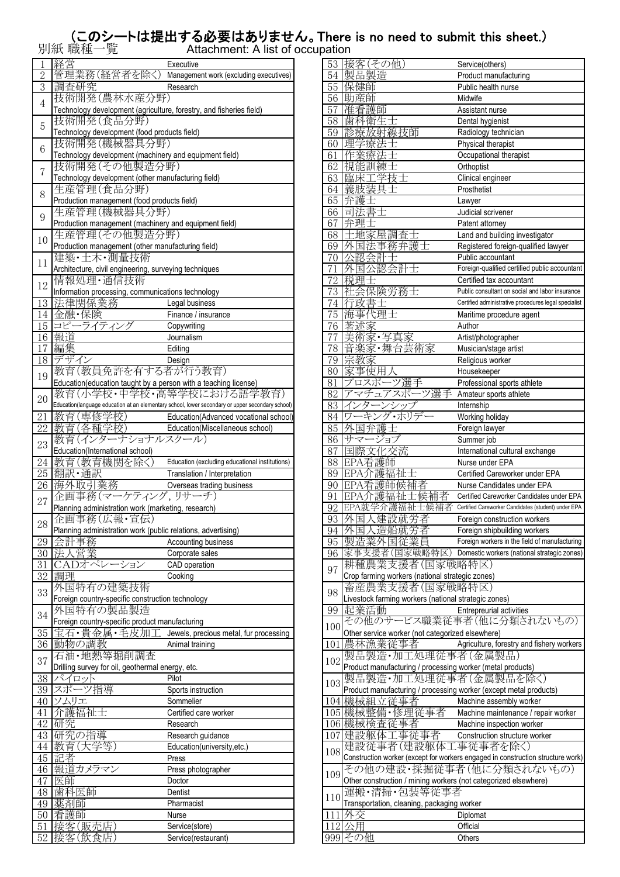# (このシートは提出する必要はありません。There is no need to submit this sheet.)

別紙 職種一覧　　Attachment: A list of occupation

| | | |
|---|---|---|
| 1 | 経営 | Executive |
| 2 | 管理業務(経営者を除く) | Management work (excluding executives) |
| 3 | 調査研究 | Research |
| 4 | 技術開発(農林水産分野) | Technology development (agriculture, forestry, and fisheries field) |
| 5 | 技術開発(食品分野) | Technology development (food products field) |
| 6 | 技術開発(機械器具分野) | Technology development (machinery and equipment field) |
| 7 | 技術開発(その他製造分野) | Technology development (other manufacturing field) |
| 8 | 生産管理(食品分野) | Production management (food products field) |
| 9 | 生産管理(機械器具分野) | Production management (machinery and equipment field) |
| 10 | 生産管理(その他製造分野) | Production management (other manufacturing field) |
| 11 | 建築・土木・測量技術 | Architecture, civil engineering, surveying techniques |
| 12 | 情報処理・通信技術 | Information processing, communications technology |
| 13 | 法律関係業務 | Legal business |
| 14 | 金融・保険 | Finance / insurance |
| 15 | コピーライティング | Copywriting |
| 16 | 報道 | Journalism |
| 17 | 編集 | Editing |
| 18 | デザイン | Design |
| 19 | 教育(教員免許を有する者が行う教育) | Education(education taught by a person with a teaching license) |
| 20 | 教育(小学校・中学校・高等学校における語学教育) | Education(language education at an elementary school, lower secondary or upper secondary school) |
| 21 | 教育(専修学校) | Education(Advanced vocational school) |
| 22 | 教育(各種学校) | Education(Miscellaneous school) |
| 23 | 教育(インターナショナルスクール) | Education(International school) |
| 24 | 教育(教育機関を除く) | Education (excluding educational institutions) |
| 25 | 翻訳・通訳 | Translation / Interpretation |
| 26 | 海外取引業務 | Overseas trading business |
| 27 | 企画事務(マーケティング，リサーチ) | Planning administration work (marketing, research) |
| 28 | 企画事務(広報・宣伝) | Planning administration work (public relations, advertising) |
| 29 | 会計事務 | Accounting business |
| 30 | 法人営業 | Corporate sales |
| 31 | CADオペレーション | CAD operation |
| 32 | 調理 | Cooking |
| 33 | 外国特有の建築技術 | Foreign country-specific construction technology |
| 34 | 外国特有の製品製造 | Foreign country-specific product manufacturing |
| 35 | 宝石・貴金属・毛皮加工 | Jewels, precious metal, fur processing |
| 36 | 動物の調教 | Animal training |
| 37 | 石油・地熱等掘削調査 | Drilling survey for oil, geothermal energy, etc. |
| 38 | パイロット | Pilot |
| 39 | スポーツ指導 | Sports instruction |
| 40 | ソムリエ | Sommelier |
| 41 | 介護福祉士 | Certified care worker |
| 42 | 研究 | Research |
| 43 | 研究の指導 | Research guidance |
| 44 | 教育(大学等) | Education(university,etc.) |
| 45 | 記者 | Press |
| 46 | 報道カメラマン | Press photographer |
| 47 | 医師 | Doctor |
| 48 | 歯科医師 | Dentist |
| 49 | 薬剤師 | Pharmacist |
| 50 | 看護師 | Nurse |
| 51 | 接客(販売店) | Service(store) |
| 52 | 接客(飲食店) | Service(restaurant) |
| 53 | 接客(その他) | Service(others) |
| 54 | 製品製造 | Product manufacturing |
| 55 | 保健師 | Public health nurse |
| 56 | 助産師 | Midwife |
| 57 | 准看護師 | Assistant nurse |
| 58 | 歯科衛生士 | Dental hygienist |
| 59 | 診療放射線技師 | Radiology technician |
| 60 | 理学療法士 | Physical therapist |
| 61 | 作業療法士 | Occupational therapist |
| 62 | 視能訓練士 | Orthoptist |
| 63 | 臨床工学技士 | Clinical engineer |
| 64 | 義肢装具士 | Prosthetist |
| 65 | 弁護士 | Lawyer |
| 66 | 司法書士 | Judicial scrivener |
| 67 | 弁理士 | Patent attorney |
| 68 | 土地家屋調査士 | Land and building investigator |
| 69 | 外国法事務弁護士 | Registered foreign-qualified lawyer |
| 70 | 公認会計士 | Public accountant |
| 71 | 外国公認会計士 | Foreign-qualified certified public accountant |
| 72 | 税理士 | Certified tax accountant |
| 73 | 社会保険労務士 | Public consultant on social and labor insurance |
| 74 | 行政書士 | Certified administrative procedures legal specialist |
| 75 | 海事代理士 | Maritime procedure agent |
| 76 | 著述家 | Author |
| 77 | 美術家・写真家 | Artist/photographer |
| 78 | 音楽家・舞台芸術家 | Musician/stage artist |
| 79 | 宗教家 | Religious worker |
| 80 | 家事使用人 | Housekeeper |
| 81 | プロスポーツ選手 | Professional sports athlete |
| 82 | アマチュアスポーツ選手 | Amateur sports athlete |
| 83 | インターンシップ | Internship |
| 84 | ワーキング・ホリデー | Working holiday |
| 85 | 外国弁護士 | Foreign lawyer |
| 86 | サマージョブ | Summer job |
| 87 | 国際文化交流 | International cultural exchange |
| 88 | EPA看護師 | Nurse under EPA |
| 89 | EPA介護福祉士 | Certified Careworker under EPA |
| 90 | EPA看護師候補者 | Nurse Candidates under EPA |
| 91 | EPA介護福祉士候補者 | Certified Careworker Candidates under EPA |
| 92 | EPA就学介護福祉士候補者 | Certified Careworker Candidates (student) under EPA |
| 93 | 外国人建設就労者 | Foreign construction workers |
| 94 | 外国人造船就労者 | Foreign shipbuilding workers |
| 95 | 製造業外国従業員 | Foreign workers in the field of manufacturing |
| 96 | 家事支援者(国家戦略特区) | Domestic workers (national strategic zones) |
| 97 | 耕種農業支援者(国家戦略特区) | Crop farming workers (national strategic zones) |
| 98 | 畜産農業支援者(国家戦略特区) | Livestock farming workers (national strategic zones) |
| 99 | 起業活動 | Entrepreurial activities |
| 100 | その他のサービス職業従事者(他に分類されないもの) | Other service worker (not categorized elsewhere) |
| 101 | 農林漁業従事者 | Agriculture, forestry and fishery workers |
| 102 | 製品製造・加工処理従事者(金属製品) | Product manufacturing / processing worker (metal products) |
| 103 | 製品製造・加工処理従事者(金属製品を除く) | Product manufacturing / processing worker (except metal products) |
| 104 | 機械組立従事者 | Machine assembly worker |
| 105 | 機械整備・修理従事者 | Machine maintenance / repair worker |
| 106 | 機械検査従事者 | Machine inspection worker |
| 107 | 建設躯体工事従事者 | Construction structure worker |
| 108 | 建設従事者(建設躯体工事従事者を除く) | Construction worker (except for workers engaged in construction structure work) |
| 109 | その他の建設・採掘従事者(他に分類されないもの) | Other construction / mining workers (not categorized elsewhere) |
| 110 | 運搬・清掃・包装等従事者 | Transportation, cleaning, packaging worker |
| 111 | 外交 | Diplomat |
| 112 | 公用 | Official |
| 999 | その他 | Others |